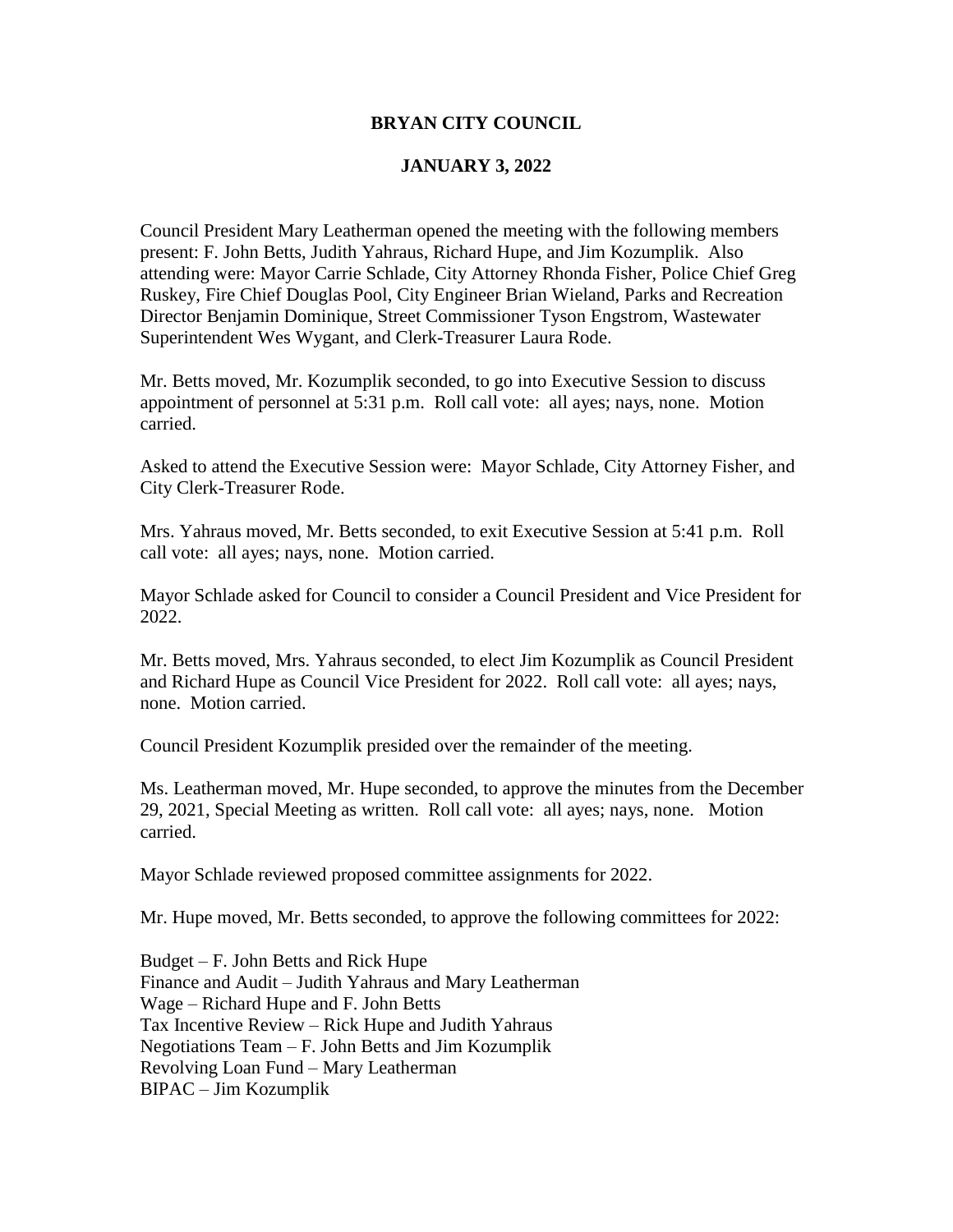# BRYAN CITY COUNCIL

## JANUARY 3, 2022

Council President Mary Leatherman opened the meeting with the following members present: F. John Betts, Judith Yahraus, Richard Hupe, and Jim Kozumplik. Also attending were: Mayor Carrie Schlade, City Attorney Rhonda Fisher, Police Chief Greg Ruskey, Fire Chief Douglas Pool, City Engineer Brian Wieland, Parks and Recreation Director Benjamin Dominique, Street Commissioner Tyson Engstrom, Wastewater Superintendent Wes Wygant, and Clerk-Treasurer Laura Rode.

Mr. Betts moved, Mr. Kozumplik seconded, to go into Executive Session to discuss appointment of personnel at 5:31 p.m. Roll call vote: all ayes; nays, none. Motion carried.

Asked to attend the Executive Session were: Mayor Schlade, City Attorney Fisher, and City Clerk-Treasurer Rode.

Mrs. Yahraus moved, Mr. Betts seconded, to exit Executive Session at 5:41 p.m. Roll call vote: all ayes; nays, none. Motion carried.

Mayor Schlade asked for Council to consider a Council President and Vice President for 2022.

Mr. Betts moved, Mrs. Yahraus seconded, to elect Jim Kozumplik as Council President and Richard Hupe as Council Vice President for 2022. Roll call vote: all ayes; nays, none. Motion carried.

Council President Kozumplik presided over the remainder of the meeting.

Ms. Leatherman moved, Mr. Hupe seconded, to approve the minutes from the December 29, 2021, Special Meeting as written. Roll call vote: all ayes; nays, none. Motion carried.

Mayor Schlade reviewed proposed committee assignments for 2022.

Mr. Hupe moved, Mr. Betts seconded, to approve the following committees for 2022:

Budget – F. John Betts and Rick Hupe
Finance and Audit – Judith Yahraus and Mary Leatherman
Wage – Richard Hupe and F. John Betts
Tax Incentive Review – Rick Hupe and Judith Yahraus
Negotiations Team – F. John Betts and Jim Kozumplik
Revolving Loan Fund – Mary Leatherman
BIPAC – Jim Kozumplik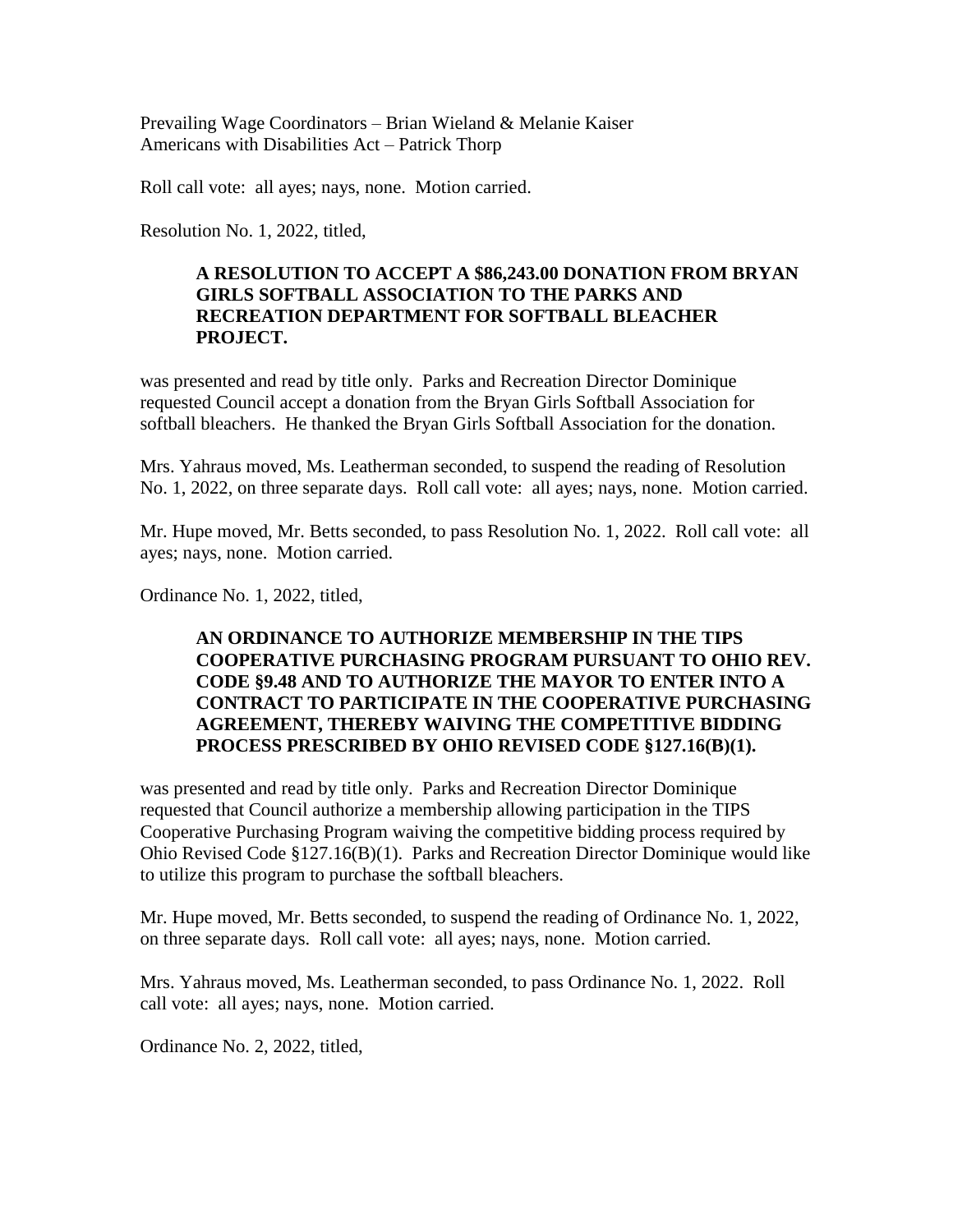Prevailing Wage Coordinators – Brian Wieland & Melanie Kaiser
Americans with Disabilities Act – Patrick Thorp

Roll call vote: all ayes; nays, none. Motion carried.

Resolution No. 1, 2022, titled,

> **A RESOLUTION TO ACCEPT A $86,243.00 DONATION FROM BRYAN GIRLS SOFTBALL ASSOCIATION TO THE PARKS AND RECREATION DEPARTMENT FOR SOFTBALL BLEACHER PROJECT.**

was presented and read by title only. Parks and Recreation Director Dominique requested Council accept a donation from the Bryan Girls Softball Association for softball bleachers. He thanked the Bryan Girls Softball Association for the donation.

Mrs. Yahraus moved, Ms. Leatherman seconded, to suspend the reading of Resolution No. 1, 2022, on three separate days. Roll call vote: all ayes; nays, none. Motion carried.

Mr. Hupe moved, Mr. Betts seconded, to pass Resolution No. 1, 2022. Roll call vote: all ayes; nays, none. Motion carried.

Ordinance No. 1, 2022, titled,

> **AN ORDINANCE TO AUTHORIZE MEMBERSHIP IN THE TIPS COOPERATIVE PURCHASING PROGRAM PURSUANT TO OHIO REV. CODE §9.48 AND TO AUTHORIZE THE MAYOR TO ENTER INTO A CONTRACT TO PARTICIPATE IN THE COOPERATIVE PURCHASING AGREEMENT, THEREBY WAIVING THE COMPETITIVE BIDDING PROCESS PRESCRIBED BY OHIO REVISED CODE §127.16(B)(1).**

was presented and read by title only. Parks and Recreation Director Dominique requested that Council authorize a membership allowing participation in the TIPS Cooperative Purchasing Program waiving the competitive bidding process required by Ohio Revised Code §127.16(B)(1). Parks and Recreation Director Dominique would like to utilize this program to purchase the softball bleachers.

Mr. Hupe moved, Mr. Betts seconded, to suspend the reading of Ordinance No. 1, 2022, on three separate days. Roll call vote: all ayes; nays, none. Motion carried.

Mrs. Yahraus moved, Ms. Leatherman seconded, to pass Ordinance No. 1, 2022. Roll call vote: all ayes; nays, none. Motion carried.

Ordinance No. 2, 2022, titled,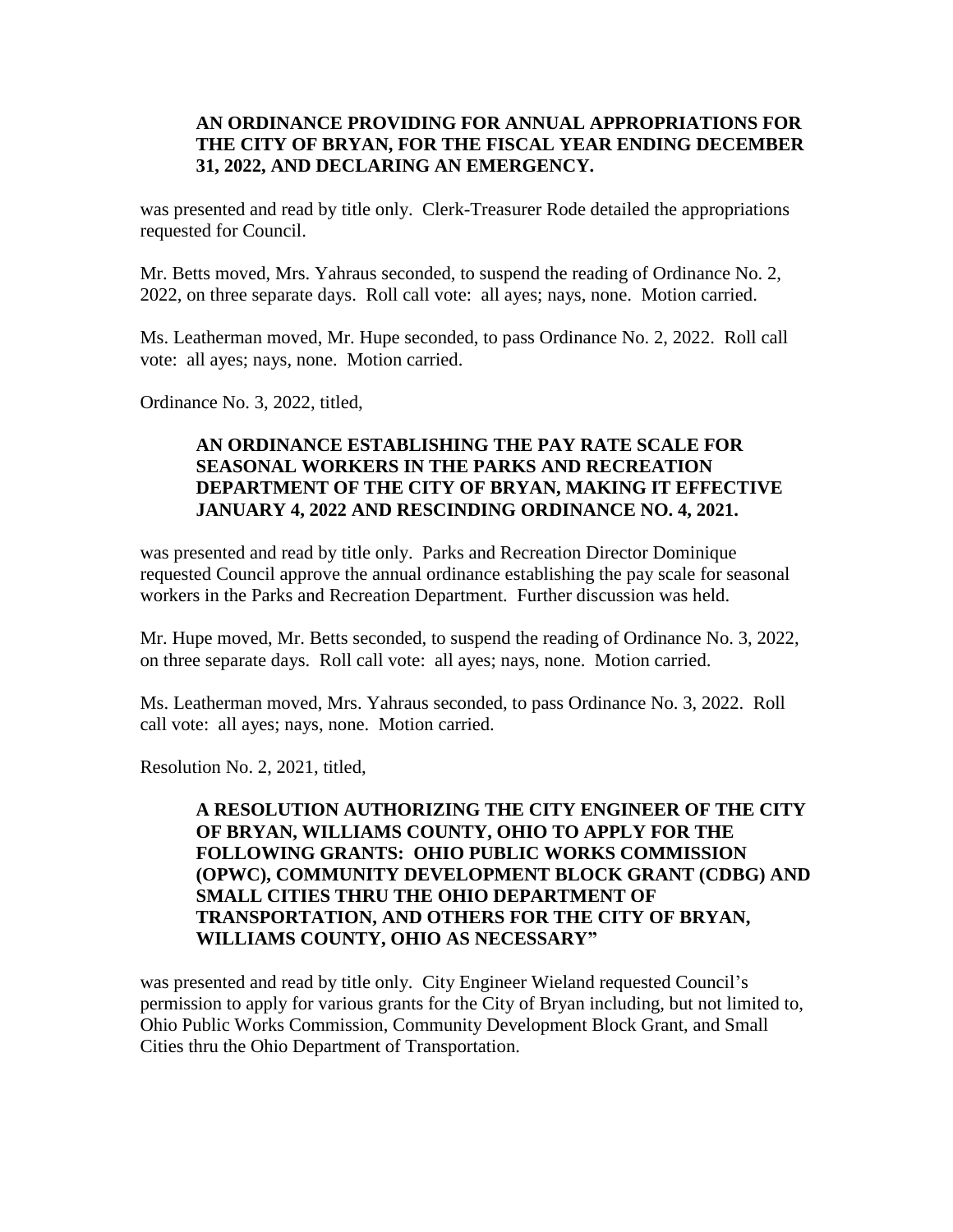**AN ORDINANCE PROVIDING FOR ANNUAL APPROPRIATIONS FOR THE CITY OF BRYAN, FOR THE FISCAL YEAR ENDING DECEMBER 31, 2022, AND DECLARING AN EMERGENCY.**

was presented and read by title only. Clerk-Treasurer Rode detailed the appropriations requested for Council.

Mr. Betts moved, Mrs. Yahraus seconded, to suspend the reading of Ordinance No. 2, 2022, on three separate days. Roll call vote: all ayes; nays, none. Motion carried.

Ms. Leatherman moved, Mr. Hupe seconded, to pass Ordinance No. 2, 2022. Roll call vote: all ayes; nays, none. Motion carried.

Ordinance No. 3, 2022, titled,

**AN ORDINANCE ESTABLISHING THE PAY RATE SCALE FOR SEASONAL WORKERS IN THE PARKS AND RECREATION DEPARTMENT OF THE CITY OF BRYAN, MAKING IT EFFECTIVE JANUARY 4, 2022 AND RESCINDING ORDINANCE NO. 4, 2021.**

was presented and read by title only. Parks and Recreation Director Dominique requested Council approve the annual ordinance establishing the pay scale for seasonal workers in the Parks and Recreation Department. Further discussion was held.

Mr. Hupe moved, Mr. Betts seconded, to suspend the reading of Ordinance No. 3, 2022, on three separate days. Roll call vote: all ayes; nays, none. Motion carried.

Ms. Leatherman moved, Mrs. Yahraus seconded, to pass Ordinance No. 3, 2022. Roll call vote: all ayes; nays, none. Motion carried.

Resolution No. 2, 2021, titled,

**A RESOLUTION AUTHORIZING THE CITY ENGINEER OF THE CITY OF BRYAN, WILLIAMS COUNTY, OHIO TO APPLY FOR THE FOLLOWING GRANTS: OHIO PUBLIC WORKS COMMISSION (OPWC), COMMUNITY DEVELOPMENT BLOCK GRANT (CDBG) AND SMALL CITIES THRU THE OHIO DEPARTMENT OF TRANSPORTATION, AND OTHERS FOR THE CITY OF BRYAN, WILLIAMS COUNTY, OHIO AS NECESSARY"**

was presented and read by title only. City Engineer Wieland requested Council's permission to apply for various grants for the City of Bryan including, but not limited to, Ohio Public Works Commission, Community Development Block Grant, and Small Cities thru the Ohio Department of Transportation.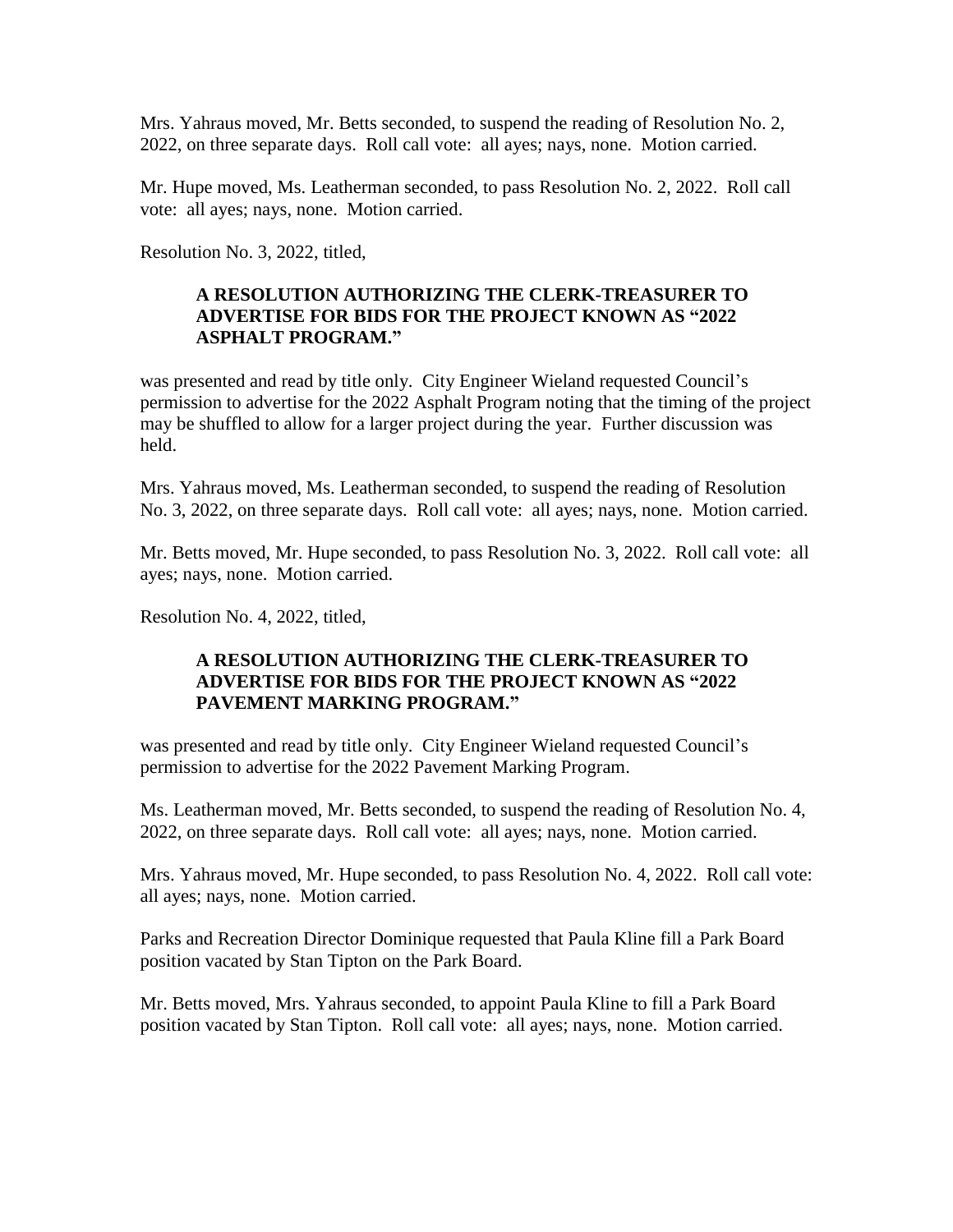Mrs. Yahraus moved, Mr. Betts seconded, to suspend the reading of Resolution No. 2, 2022, on three separate days. Roll call vote: all ayes; nays, none. Motion carried.

Mr. Hupe moved, Ms. Leatherman seconded, to pass Resolution No. 2, 2022. Roll call vote: all ayes; nays, none. Motion carried.

Resolution No. 3, 2022, titled,

> **A RESOLUTION AUTHORIZING THE CLERK-TREASURER TO ADVERTISE FOR BIDS FOR THE PROJECT KNOWN AS "2022 ASPHALT PROGRAM."**

was presented and read by title only. City Engineer Wieland requested Council's permission to advertise for the 2022 Asphalt Program noting that the timing of the project may be shuffled to allow for a larger project during the year. Further discussion was held.

Mrs. Yahraus moved, Ms. Leatherman seconded, to suspend the reading of Resolution No. 3, 2022, on three separate days. Roll call vote: all ayes; nays, none. Motion carried.

Mr. Betts moved, Mr. Hupe seconded, to pass Resolution No. 3, 2022. Roll call vote: all ayes; nays, none. Motion carried.

Resolution No. 4, 2022, titled,

> **A RESOLUTION AUTHORIZING THE CLERK-TREASURER TO ADVERTISE FOR BIDS FOR THE PROJECT KNOWN AS "2022 PAVEMENT MARKING PROGRAM."**

was presented and read by title only. City Engineer Wieland requested Council's permission to advertise for the 2022 Pavement Marking Program.

Ms. Leatherman moved, Mr. Betts seconded, to suspend the reading of Resolution No. 4, 2022, on three separate days. Roll call vote: all ayes; nays, none. Motion carried.

Mrs. Yahraus moved, Mr. Hupe seconded, to pass Resolution No. 4, 2022. Roll call vote: all ayes; nays, none. Motion carried.

Parks and Recreation Director Dominique requested that Paula Kline fill a Park Board position vacated by Stan Tipton on the Park Board.

Mr. Betts moved, Mrs. Yahraus seconded, to appoint Paula Kline to fill a Park Board position vacated by Stan Tipton. Roll call vote: all ayes; nays, none. Motion carried.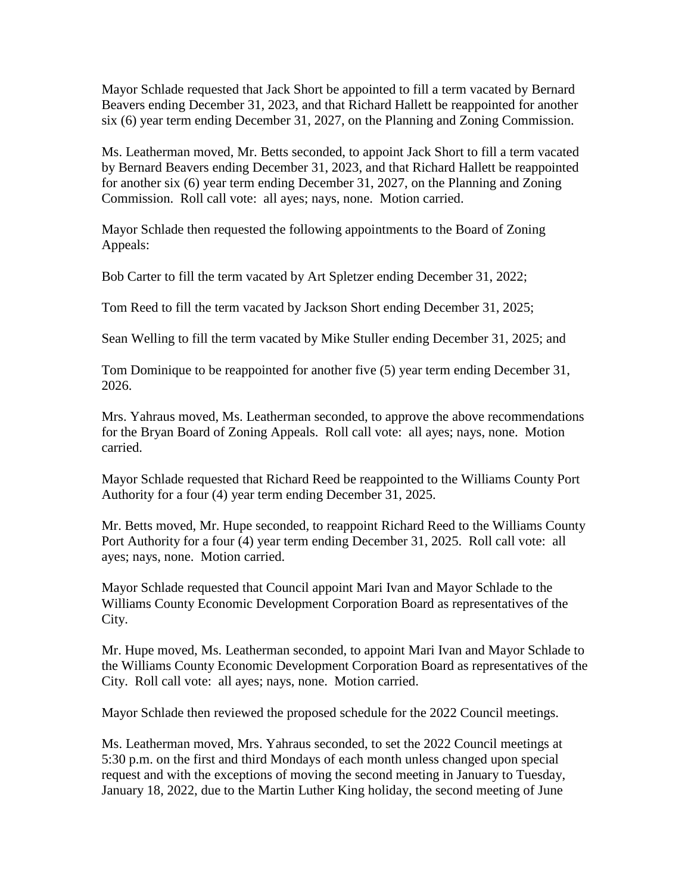Mayor Schlade requested that Jack Short be appointed to fill a term vacated by Bernard Beavers ending December 31, 2023, and that Richard Hallett be reappointed for another six (6) year term ending December 31, 2027, on the Planning and Zoning Commission.

Ms. Leatherman moved, Mr. Betts seconded, to appoint Jack Short to fill a term vacated by Bernard Beavers ending December 31, 2023, and that Richard Hallett be reappointed for another six (6) year term ending December 31, 2027, on the Planning and Zoning Commission. Roll call vote: all ayes; nays, none. Motion carried.

Mayor Schlade then requested the following appointments to the Board of Zoning Appeals:

Bob Carter to fill the term vacated by Art Spletzer ending December 31, 2022;

Tom Reed to fill the term vacated by Jackson Short ending December 31, 2025;

Sean Welling to fill the term vacated by Mike Stuller ending December 31, 2025; and

Tom Dominique to be reappointed for another five (5) year term ending December 31, 2026.

Mrs. Yahraus moved, Ms. Leatherman seconded, to approve the above recommendations for the Bryan Board of Zoning Appeals. Roll call vote: all ayes; nays, none. Motion carried.

Mayor Schlade requested that Richard Reed be reappointed to the Williams County Port Authority for a four (4) year term ending December 31, 2025.

Mr. Betts moved, Mr. Hupe seconded, to reappoint Richard Reed to the Williams County Port Authority for a four (4) year term ending December 31, 2025. Roll call vote: all ayes; nays, none. Motion carried.

Mayor Schlade requested that Council appoint Mari Ivan and Mayor Schlade to the Williams County Economic Development Corporation Board as representatives of the City.

Mr. Hupe moved, Ms. Leatherman seconded, to appoint Mari Ivan and Mayor Schlade to the Williams County Economic Development Corporation Board as representatives of the City. Roll call vote: all ayes; nays, none. Motion carried.

Mayor Schlade then reviewed the proposed schedule for the 2022 Council meetings.

Ms. Leatherman moved, Mrs. Yahraus seconded, to set the 2022 Council meetings at 5:30 p.m. on the first and third Mondays of each month unless changed upon special request and with the exceptions of moving the second meeting in January to Tuesday, January 18, 2022, due to the Martin Luther King holiday, the second meeting of June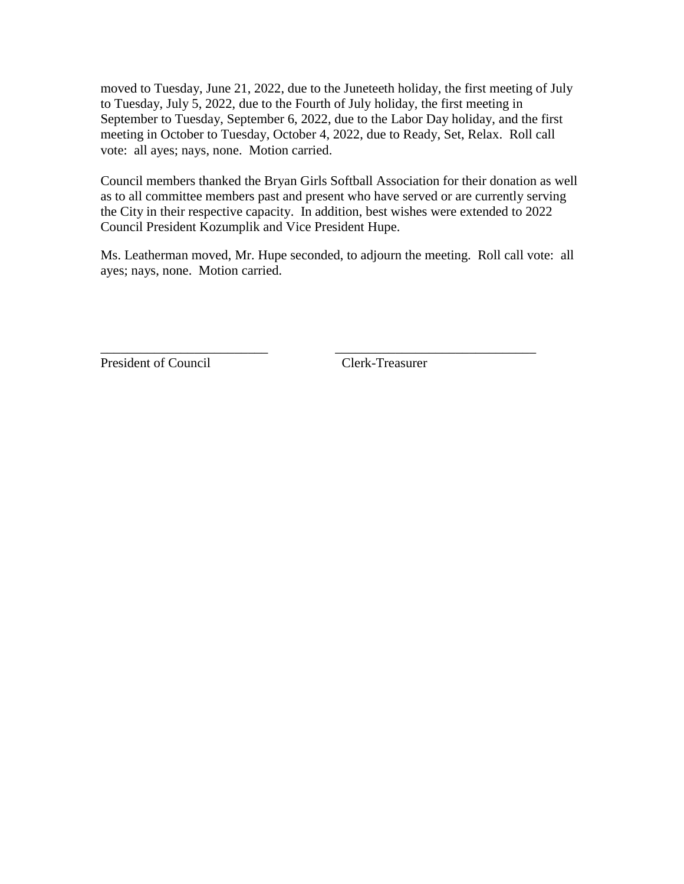moved to Tuesday, June 21, 2022, due to the Juneteeth holiday, the first meeting of July to Tuesday, July 5, 2022, due to the Fourth of July holiday, the first meeting in September to Tuesday, September 6, 2022, due to the Labor Day holiday, and the first meeting in October to Tuesday, October 4, 2022, due to Ready, Set, Relax. Roll call vote: all ayes; nays, none. Motion carried.

Council members thanked the Bryan Girls Softball Association for their donation as well as to all committee members past and present who have served or are currently serving the City in their respective capacity. In addition, best wishes were extended to 2022 Council President Kozumplik and Vice President Hupe.

Ms. Leatherman moved, Mr. Hupe seconded, to adjourn the meeting. Roll call vote: all ayes; nays, none. Motion carried.

_________________________ _______________________________

President of Council Clerk-Treasurer